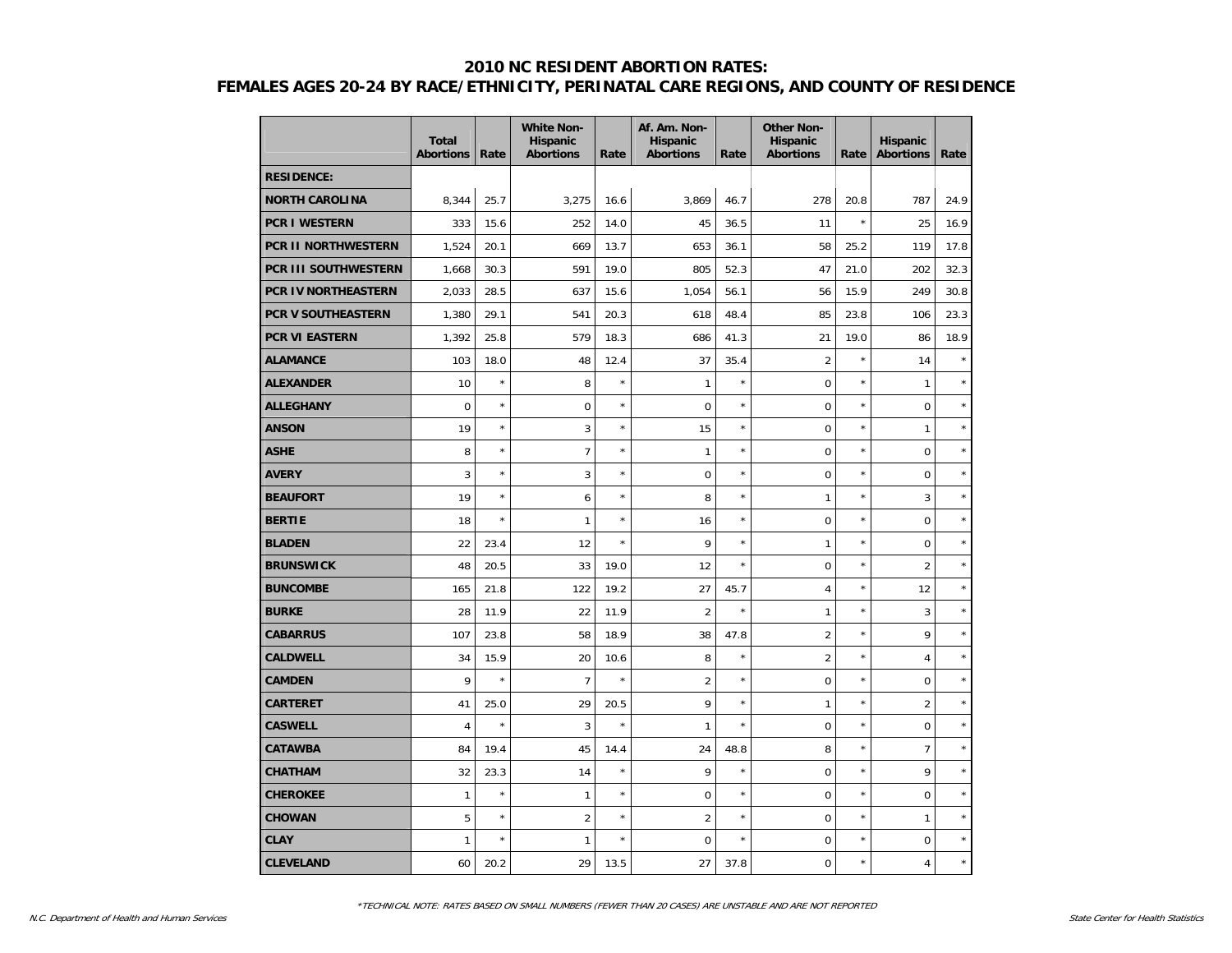# 2010 NC RESIDENT ABORTION RATES:
## FEMALES AGES 20-24 BY RACE/ETHNICITY, PERINATAL CARE REGIONS, AND COUNTY OF RESIDENCE

| | Total Abortions | Rate | White Non-Hispanic Abortions | Rate | Af. Am. Non-Hispanic Abortions | Rate | Other Non-Hispanic Abortions | Rate | Hispanic Abortions | Rate |
|---|---|---|---|---|---|---|---|---|---|---|
| **RESIDENCE:** | | | | | | | | | | |
| **NORTH CAROLINA** | 8,344 | 25.7 | 3,275 | 16.6 | 3,869 | 46.7 | 278 | 20.8 | 787 | 24.9 |
| **PCR I WESTERN** | 333 | 15.6 | 252 | 14.0 | 45 | 36.5 | 11 | * | 25 | 16.9 |
| **PCR II NORTHWESTERN** | 1,524 | 20.1 | 669 | 13.7 | 653 | 36.1 | 58 | 25.2 | 119 | 17.8 |
| **PCR III SOUTHWESTERN** | 1,668 | 30.3 | 591 | 19.0 | 805 | 52.3 | 47 | 21.0 | 202 | 32.3 |
| **PCR IV NORTHEASTERN** | 2,033 | 28.5 | 637 | 15.6 | 1,054 | 56.1 | 56 | 15.9 | 249 | 30.8 |
| **PCR V SOUTHEASTERN** | 1,380 | 29.1 | 541 | 20.3 | 618 | 48.4 | 85 | 23.8 | 106 | 23.3 |
| **PCR VI EASTERN** | 1,392 | 25.8 | 579 | 18.3 | 686 | 41.3 | 21 | 19.0 | 86 | 18.9 |
| **ALAMANCE** | 103 | 18.0 | 48 | 12.4 | 37 | 35.4 | 2 | * | 14 | * |
| **ALEXANDER** | 10 | * | 8 | * | 1 | * | 0 | * | 1 | * |
| **ALLEGHANY** | 0 | * | 0 | * | 0 | * | 0 | * | 0 | * |
| **ANSON** | 19 | * | 3 | * | 15 | * | 0 | * | 1 | * |
| **ASHE** | 8 | * | 7 | * | 1 | * | 0 | * | 0 | * |
| **AVERY** | 3 | * | 3 | * | 0 | * | 0 | * | 0 | * |
| **BEAUFORT** | 19 | * | 6 | * | 8 | * | 1 | * | 3 | * |
| **BERTIE** | 18 | * | 1 | * | 16 | * | 0 | * | 0 | * |
| **BLADEN** | 22 | 23.4 | 12 | * | 9 | * | 1 | * | 0 | * |
| **BRUNSWICK** | 48 | 20.5 | 33 | 19.0 | 12 | * | 0 | * | 2 | * |
| **BUNCOMBE** | 165 | 21.8 | 122 | 19.2 | 27 | 45.7 | 4 | * | 12 | * |
| **BURKE** | 28 | 11.9 | 22 | 11.9 | 2 | * | 1 | * | 3 | * |
| **CABARRUS** | 107 | 23.8 | 58 | 18.9 | 38 | 47.8 | 2 | * | 9 | * |
| **CALDWELL** | 34 | 15.9 | 20 | 10.6 | 8 | * | 2 | * | 4 | * |
| **CAMDEN** | 9 | * | 7 | * | 2 | * | 0 | * | 0 | * |
| **CARTERET** | 41 | 25.0 | 29 | 20.5 | 9 | * | 1 | * | 2 | * |
| **CASWELL** | 4 | * | 3 | * | 1 | * | 0 | * | 0 | * |
| **CATAWBA** | 84 | 19.4 | 45 | 14.4 | 24 | 48.8 | 8 | * | 7 | * |
| **CHATHAM** | 32 | 23.3 | 14 | * | 9 | * | 0 | * | 9 | * |
| **CHEROKEE** | 1 | * | 1 | * | 0 | * | 0 | * | 0 | * |
| **CHOWAN** | 5 | * | 2 | * | 2 | * | 0 | * | 1 | * |
| **CLAY** | 1 | * | 1 | * | 0 | * | 0 | * | 0 | * |
| **CLEVELAND** | 60 | 20.2 | 29 | 13.5 | 27 | 37.8 | 0 | * | 4 | * |

*TECHNICAL NOTE: RATES BASED ON SMALL NUMBERS (FEWER THAN 20 CASES) ARE UNSTABLE AND ARE NOT REPORTED

N.C. Department of Health and Human Services — State Center for Health Statistics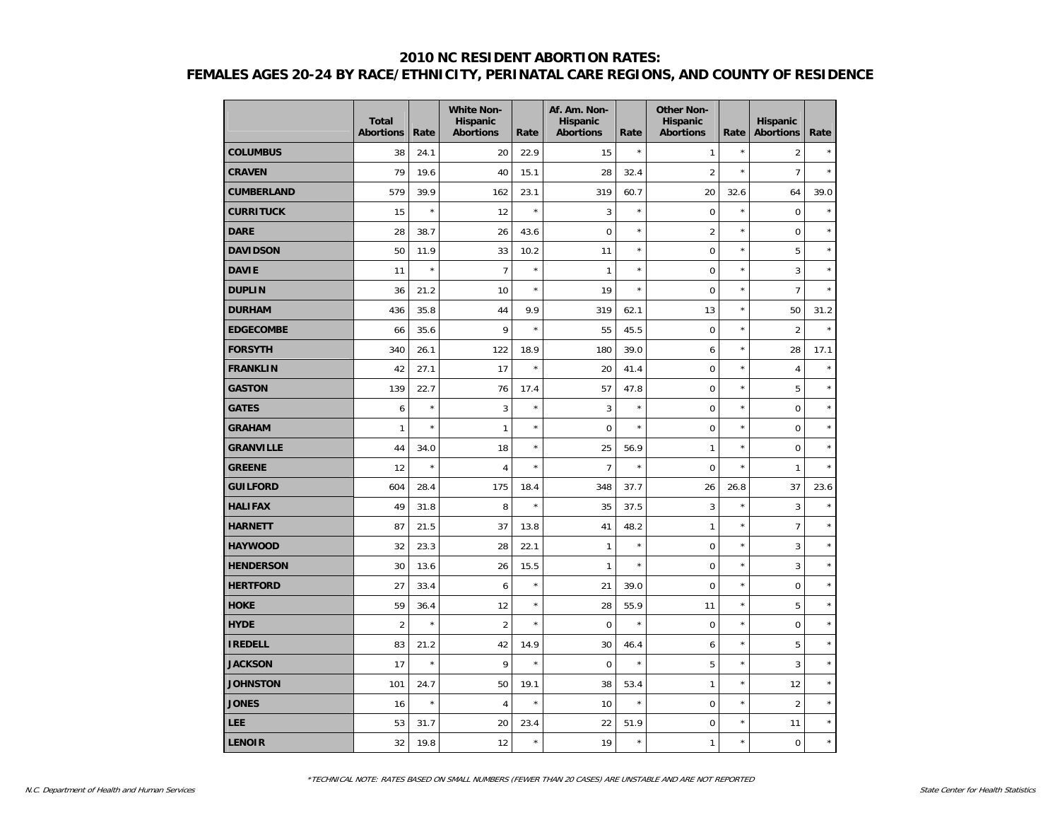# 2010 NC RESIDENT ABORTION RATES: FEMALES AGES 20-24 BY RACE/ETHNICITY, PERINATAL CARE REGIONS, AND COUNTY OF RESIDENCE

| | Total Abortions | Rate | White Non-Hispanic Abortions | Rate | Af. Am. Non-Hispanic Abortions | Rate | Other Non-Hispanic Abortions | Rate | Hispanic Abortions | Rate |
|---|---|---|---|---|---|---|---|---|---|---|
| **COLUMBUS** | 38 | 24.1 | 20 | 22.9 | 15 | * | 1 | * | 2 | * |
| **CRAVEN** | 79 | 19.6 | 40 | 15.1 | 28 | 32.4 | 2 | * | 7 | * |
| **CUMBERLAND** | 579 | 39.9 | 162 | 23.1 | 319 | 60.7 | 20 | 32.6 | 64 | 39.0 |
| **CURRITUCK** | 15 | * | 12 | * | 3 | * | 0 | * | 0 | * |
| **DARE** | 28 | 38.7 | 26 | 43.6 | 0 | * | 2 | * | 0 | * |
| **DAVIDSON** | 50 | 11.9 | 33 | 10.2 | 11 | * | 0 | * | 5 | * |
| **DAVIE** | 11 | * | 7 | * | 1 | * | 0 | * | 3 | * |
| **DUPLIN** | 36 | 21.2 | 10 | * | 19 | * | 0 | * | 7 | * |
| **DURHAM** | 436 | 35.8 | 44 | 9.9 | 319 | 62.1 | 13 | * | 50 | 31.2 |
| **EDGECOMBE** | 66 | 35.6 | 9 | * | 55 | 45.5 | 0 | * | 2 | * |
| **FORSYTH** | 340 | 26.1 | 122 | 18.9 | 180 | 39.0 | 6 | * | 28 | 17.1 |
| **FRANKLIN** | 42 | 27.1 | 17 | * | 20 | 41.4 | 0 | * | 4 | * |
| **GASTON** | 139 | 22.7 | 76 | 17.4 | 57 | 47.8 | 0 | * | 5 | * |
| **GATES** | 6 | * | 3 | * | 3 | * | 0 | * | 0 | * |
| **GRAHAM** | 1 | * | 1 | * | 0 | * | 0 | * | 0 | * |
| **GRANVILLE** | 44 | 34.0 | 18 | * | 25 | 56.9 | 1 | * | 0 | * |
| **GREENE** | 12 | * | 4 | * | 7 | * | 0 | * | 1 | * |
| **GUILFORD** | 604 | 28.4 | 175 | 18.4 | 348 | 37.7 | 26 | 26.8 | 37 | 23.6 |
| **HALIFAX** | 49 | 31.8 | 8 | * | 35 | 37.5 | 3 | * | 3 | * |
| **HARNETT** | 87 | 21.5 | 37 | 13.8 | 41 | 48.2 | 1 | * | 7 | * |
| **HAYWOOD** | 32 | 23.3 | 28 | 22.1 | 1 | * | 0 | * | 3 | * |
| **HENDERSON** | 30 | 13.6 | 26 | 15.5 | 1 | * | 0 | * | 3 | * |
| **HERTFORD** | 27 | 33.4 | 6 | * | 21 | 39.0 | 0 | * | 0 | * |
| **HOKE** | 59 | 36.4 | 12 | * | 28 | 55.9 | 11 | * | 5 | * |
| **HYDE** | 2 | * | 2 | * | 0 | * | 0 | * | 0 | * |
| **IREDELL** | 83 | 21.2 | 42 | 14.9 | 30 | 46.4 | 6 | * | 5 | * |
| **JACKSON** | 17 | * | 9 | * | 0 | * | 5 | * | 3 | * |
| **JOHNSTON** | 101 | 24.7 | 50 | 19.1 | 38 | 53.4 | 1 | * | 12 | * |
| **JONES** | 16 | * | 4 | * | 10 | * | 0 | * | 2 | * |
| **LEE** | 53 | 31.7 | 20 | 23.4 | 22 | 51.9 | 0 | * | 11 | * |
| **LENOIR** | 32 | 19.8 | 12 | * | 19 | * | 1 | * | 0 | * |

*TECHNICAL NOTE: RATES BASED ON SMALL NUMBERS (FEWER THAN 20 CASES) ARE UNSTABLE AND ARE NOT REPORTED

N.C. Department of Health and Human Services — State Center for Health Statistics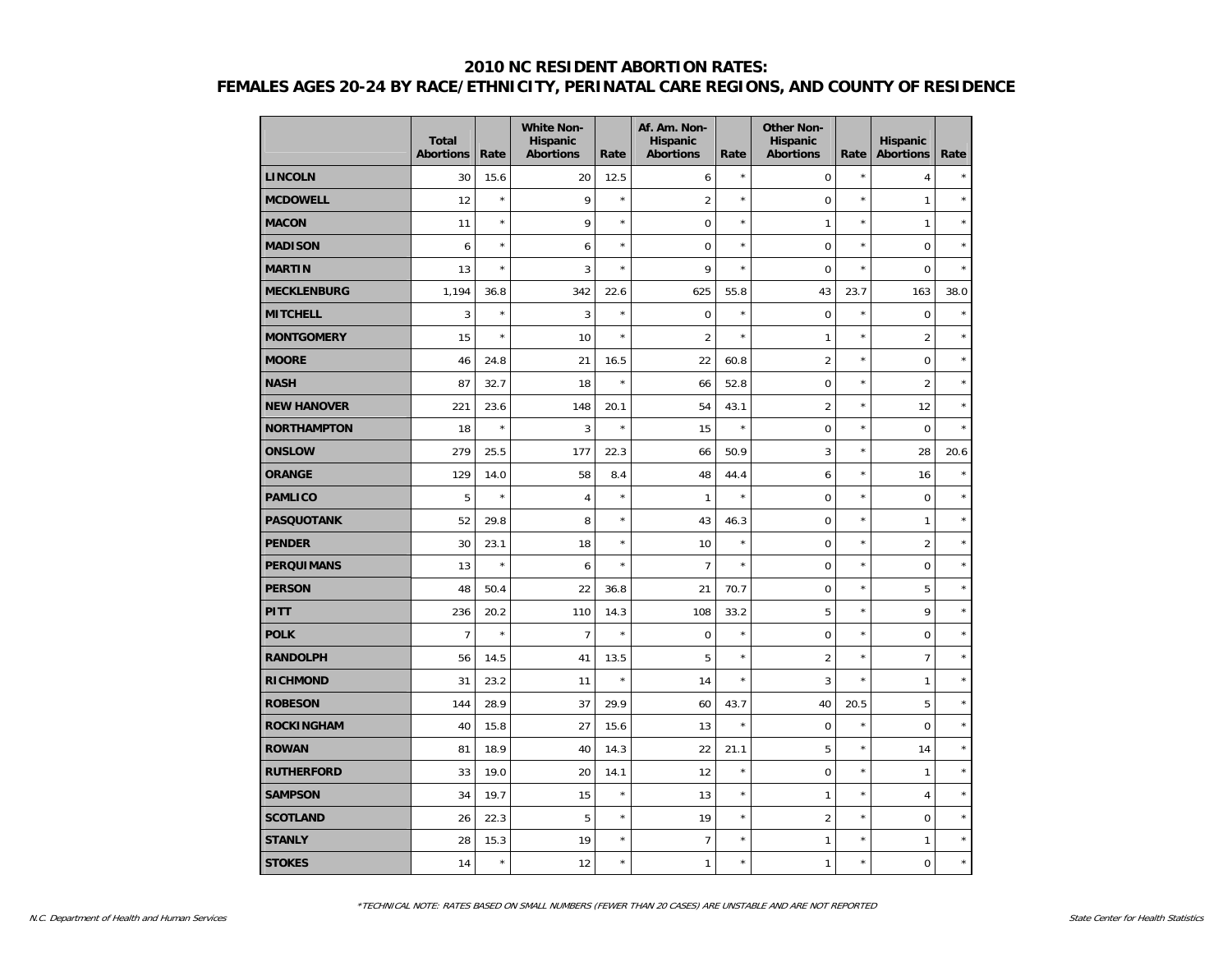# 2010 NC RESIDENT ABORTION RATES:
# FEMALES AGES 20-24 BY RACE/ETHNICITY, PERINATAL CARE REGIONS, AND COUNTY OF RESIDENCE

| | Total Abortions | Rate | White Non-Hispanic Abortions | Rate | Af. Am. Non-Hispanic Abortions | Rate | Other Non-Hispanic Abortions | Rate | Hispanic Abortions | Rate |
|---|---|---|---|---|---|---|---|---|---|---|
| **LINCOLN** | 30 | 15.6 | 20 | 12.5 | 6 | * | 0 | * | 4 | * |
| **MCDOWELL** | 12 | * | 9 | * | 2 | * | 0 | * | 1 | * |
| **MACON** | 11 | * | 9 | * | 0 | * | 1 | * | 1 | * |
| **MADISON** | 6 | * | 6 | * | 0 | * | 0 | * | 0 | * |
| **MARTIN** | 13 | * | 3 | * | 9 | * | 0 | * | 0 | * |
| **MECKLENBURG** | 1,194 | 36.8 | 342 | 22.6 | 625 | 55.8 | 43 | 23.7 | 163 | 38.0 |
| **MITCHELL** | 3 | * | 3 | * | 0 | * | 0 | * | 0 | * |
| **MONTGOMERY** | 15 | * | 10 | * | 2 | * | 1 | * | 2 | * |
| **MOORE** | 46 | 24.8 | 21 | 16.5 | 22 | 60.8 | 2 | * | 0 | * |
| **NASH** | 87 | 32.7 | 18 | * | 66 | 52.8 | 0 | * | 2 | * |
| **NEW HANOVER** | 221 | 23.6 | 148 | 20.1 | 54 | 43.1 | 2 | * | 12 | * |
| **NORTHAMPTON** | 18 | * | 3 | * | 15 | * | 0 | * | 0 | * |
| **ONSLOW** | 279 | 25.5 | 177 | 22.3 | 66 | 50.9 | 3 | * | 28 | 20.6 |
| **ORANGE** | 129 | 14.0 | 58 | 8.4 | 48 | 44.4 | 6 | * | 16 | * |
| **PAMLICO** | 5 | * | 4 | * | 1 | * | 0 | * | 0 | * |
| **PASQUOTANK** | 52 | 29.8 | 8 | * | 43 | 46.3 | 0 | * | 1 | * |
| **PENDER** | 30 | 23.1 | 18 | * | 10 | * | 0 | * | 2 | * |
| **PERQUIMANS** | 13 | * | 6 | * | 7 | * | 0 | * | 0 | * |
| **PERSON** | 48 | 50.4 | 22 | 36.8 | 21 | 70.7 | 0 | * | 5 | * |
| **PITT** | 236 | 20.2 | 110 | 14.3 | 108 | 33.2 | 5 | * | 9 | * |
| **POLK** | 7 | * | 7 | * | 0 | * | 0 | * | 0 | * |
| **RANDOLPH** | 56 | 14.5 | 41 | 13.5 | 5 | * | 2 | * | 7 | * |
| **RICHMOND** | 31 | 23.2 | 11 | * | 14 | * | 3 | * | 1 | * |
| **ROBESON** | 144 | 28.9 | 37 | 29.9 | 60 | 43.7 | 40 | 20.5 | 5 | * |
| **ROCKINGHAM** | 40 | 15.8 | 27 | 15.6 | 13 | * | 0 | * | 0 | * |
| **ROWAN** | 81 | 18.9 | 40 | 14.3 | 22 | 21.1 | 5 | * | 14 | * |
| **RUTHERFORD** | 33 | 19.0 | 20 | 14.1 | 12 | * | 0 | * | 1 | * |
| **SAMPSON** | 34 | 19.7 | 15 | * | 13 | * | 1 | * | 4 | * |
| **SCOTLAND** | 26 | 22.3 | 5 | * | 19 | * | 2 | * | 0 | * |
| **STANLY** | 28 | 15.3 | 19 | * | 7 | * | 1 | * | 1 | * |
| **STOKES** | 14 | * | 12 | * | 1 | * | 1 | * | 0 | * |

*TECHNICAL NOTE: RATES BASED ON SMALL NUMBERS (FEWER THAN 20 CASES) ARE UNSTABLE AND ARE NOT REPORTED

*N.C. Department of Health and Human Services* | *State Center for Health Statistics*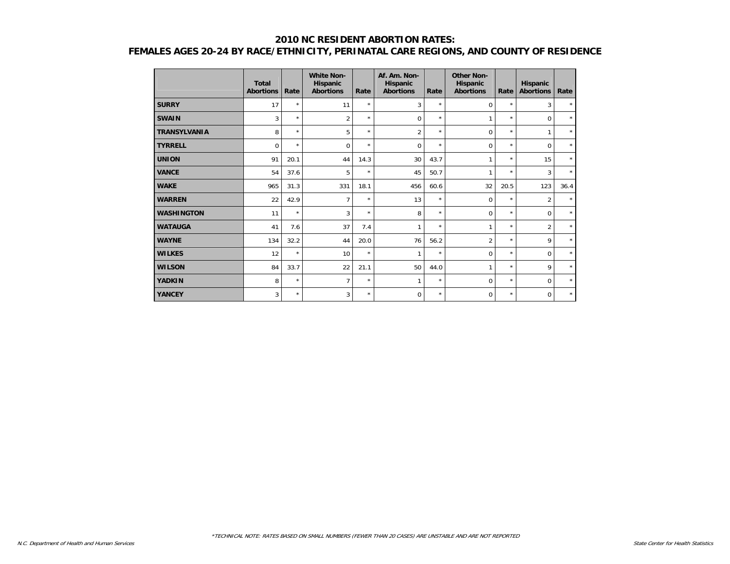## 2010 NC RESIDENT ABORTION RATES:
## FEMALES AGES 20-24 BY RACE/ETHNICITY, PERINATAL CARE REGIONS, AND COUNTY OF RESIDENCE

| | Total Abortions | Rate | White Non-Hispanic Abortions | Rate | Af. Am. Non-Hispanic Abortions | Rate | Other Non-Hispanic Abortions | Rate | Hispanic Abortions | Rate |
|---|---|---|---|---|---|---|---|---|---|---|
| **SURRY** | 17 | * | 11 | * | 3 | * | 0 | * | 3 | * |
| **SWAIN** | 3 | * | 2 | * | 0 | * | 1 | * | 0 | * |
| **TRANSYLVANIA** | 8 | * | 5 | * | 2 | * | 0 | * | 1 | * |
| **TYRRELL** | 0 | * | 0 | * | 0 | * | 0 | * | 0 | * |
| **UNION** | 91 | 20.1 | 44 | 14.3 | 30 | 43.7 | 1 | * | 15 | * |
| **VANCE** | 54 | 37.6 | 5 | * | 45 | 50.7 | 1 | * | 3 | * |
| **WAKE** | 965 | 31.3 | 331 | 18.1 | 456 | 60.6 | 32 | 20.5 | 123 | 36.4 |
| **WARREN** | 22 | 42.9 | 7 | * | 13 | * | 0 | * | 2 | * |
| **WASHINGTON** | 11 | * | 3 | * | 8 | * | 0 | * | 0 | * |
| **WATAUGA** | 41 | 7.6 | 37 | 7.4 | 1 | * | 1 | * | 2 | * |
| **WAYNE** | 134 | 32.2 | 44 | 20.0 | 76 | 56.2 | 2 | * | 9 | * |
| **WILKES** | 12 | * | 10 | * | 1 | * | 0 | * | 0 | * |
| **WILSON** | 84 | 33.7 | 22 | 21.1 | 50 | 44.0 | 1 | * | 9 | * |
| **YADKIN** | 8 | * | 7 | * | 1 | * | 0 | * | 0 | * |
| **YANCEY** | 3 | * | 3 | * | 0 | * | 0 | * | 0 | * |

*\*TECHNICAL NOTE: RATES BASED ON SMALL NUMBERS (FEWER THAN 20 CASES) ARE UNSTABLE AND ARE NOT REPORTED*

*N.C. Department of Health and Human Services*

*State Center for Health Statistics*